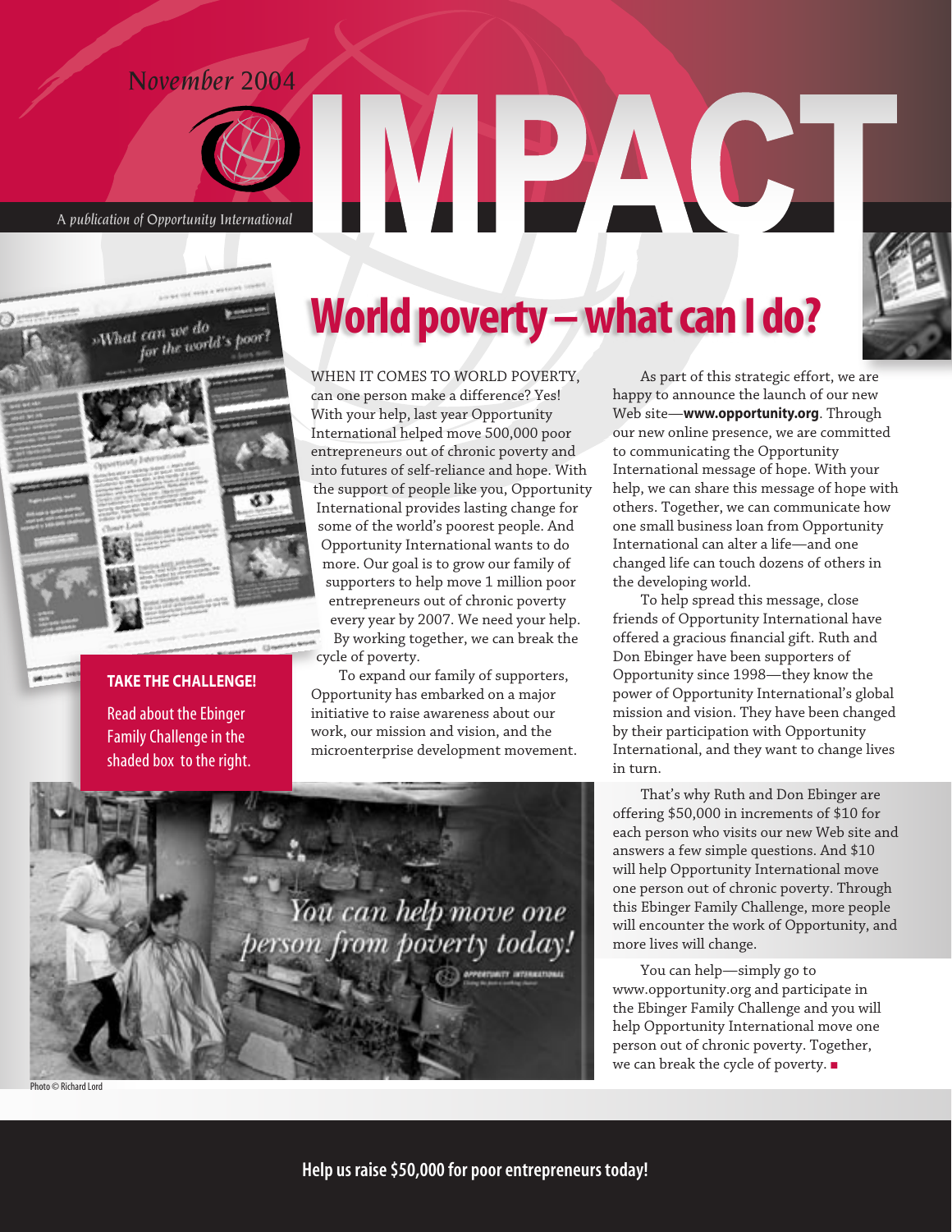November 2004

# IMPACT

A publication of Opportunity International

# World poverty – what can I do?

**TAKE THE CHALLENGE!**

Read about the Ebinger Family Challenge in the shaded box to the right.

WHEN IT COMES TO WORLD POVERTY, can one person make a difference? Yes! With your help, last year Opportunity International helped move 500,000 poor entrepreneurs out of chronic poverty and into futures of self-reliance and hope. With the support of people like you, Opportunity International provides lasting change for some of the world's poorest people. And Opportunity International wants to do more. Our goal is to grow our family of supporters to help move 1 million poor entrepreneurs out of chronic poverty every year by 2007. We need your help. By working together, we can break the cycle of poverty.

To expand our family of supporters, Opportunity has embarked on a major initiative to raise awareness about our work, our mission and vision, and the microenterprise development movement.

As part of this strategic effort, we are happy to announce the launch of our new Web site—**www.opportunity.org**. Through our new online presence, we are committed to communicating the Opportunity International message of hope. With your help, we can share this message of hope with others. Together, we can communicate how one small business loan from Opportunity International can alter a life—and one changed life can touch dozens of others in the developing world.

To help spread this message, close friends of Opportunity International have offered a gracious financial gift. Ruth and Don Ebinger have been supporters of Opportunity since 1998—they know the power of Opportunity International's global mission and vision. They have been changed by their participation with Opportunity International, and they want to change lives in turn.

That's why Ruth and Don Ebinger are offering $50,000 in increments of $10 for each person who visits our new Web site and answers a few simple questions. And $10 will help Opportunity International move one person out of chronic poverty. Through this Ebinger Family Challenge, more people will encounter the work of Opportunity, and more lives will change.

You can help—simply go to www.opportunity.org and participate in the Ebinger Family Challenge and you will help Opportunity International move one person out of chronic poverty. Together, we can break the cycle of poverty. ■

*You can help move one person from poverty today!*

Photo © Richard Lord

**Help us raise $50,000 for poor entrepreneurs today!**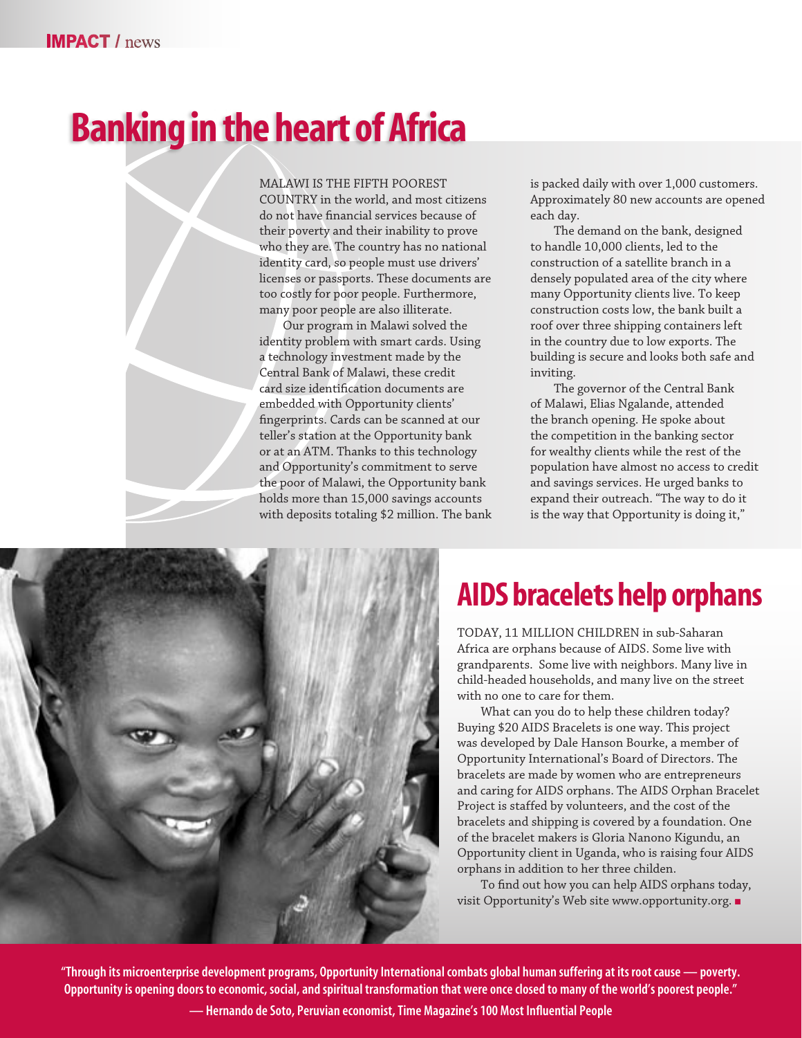# Banking in the heart of Africa

MALAWI IS THE FIFTH POOREST COUNTRY in the world, and most citizens do not have financial services because of their poverty and their inability to prove who they are. The country has no national identity card, so people must use drivers' licenses or passports. These documents are too costly for poor people. Furthermore, many poor people are also illiterate.

Our program in Malawi solved the identity problem with smart cards. Using a technology investment made by the Central Bank of Malawi, these credit card size identification documents are embedded with Opportunity clients' fingerprints. Cards can be scanned at our teller's station at the Opportunity bank or at an ATM. Thanks to this technology and Opportunity's commitment to serve the poor of Malawi, the Opportunity bank holds more than 15,000 savings accounts with deposits totaling $2 million. The bank is packed daily with over 1,000 customers. Approximately 80 new accounts are opened each day.

The demand on the bank, designed to handle 10,000 clients, led to the construction of a satellite branch in a densely populated area of the city where many Opportunity clients live. To keep construction costs low, the bank built a roof over three shipping containers left in the country due to low exports. The building is secure and looks both safe and inviting.

The governor of the Central Bank of Malawi, Elias Ngalande, attended the branch opening. He spoke about the competition in the banking sector for wealthy clients while the rest of the population have almost no access to credit and savings services. He urged banks to expand their outreach. "The way to do it is the way that Opportunity is doing it,"

# AIDS bracelets help orphans

TODAY, 11 MILLION CHILDREN in sub-Saharan Africa are orphans because of AIDS. Some live with grandparents. Some live with neighbors. Many live in child-headed households, and many live on the street with no one to care for them.

What can you do to help these children today? Buying $20 AIDS Bracelets is one way. This project was developed by Dale Hanson Bourke, a member of Opportunity International's Board of Directors. The bracelets are made by women who are entrepreneurs and caring for AIDS orphans. The AIDS Orphan Bracelet Project is staffed by volunteers, and the cost of the bracelets and shipping is covered by a foundation. One of the bracelet makers is Gloria Nanono Kigundu, an Opportunity client in Uganda, who is raising four AIDS orphans in addition to her three childen.

To find out how you can help AIDS orphans today, visit Opportunity's Web site www.opportunity.org. ■

**"Through its microenterprise development programs, Opportunity International combats global human suffering at its root cause — poverty. Opportunity is opening doors to economic, social, and spiritual transformation that were once closed to many of the world's poorest people."**

**— Hernando de Soto, Peruvian economist, Time Magazine's 100 Most Influential People**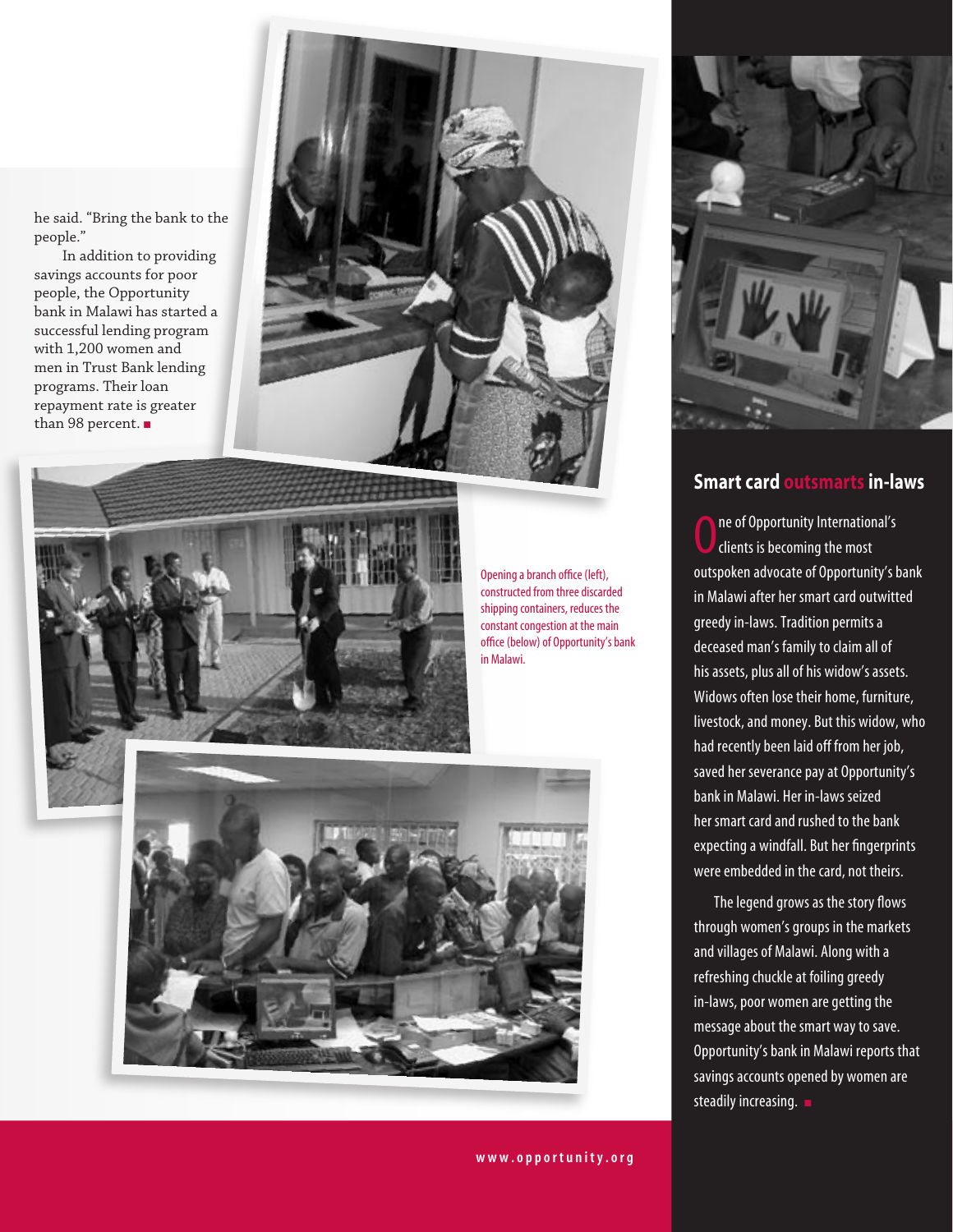he said. "Bring the bank to the people."

In addition to providing savings accounts for poor people, the Opportunity bank in Malawi has started a successful lending program with 1,200 women and men in Trust Bank lending programs. Their loan repayment rate is greater than 98 percent. ■

Opening a branch office (left), constructed from three discarded shipping containers, reduces the constant congestion at the main office (below) of Opportunity's bank in Malawi.

## Smart card outsmarts in-laws

One of Opportunity International's clients is becoming the most outspoken advocate of Opportunity's bank in Malawi after her smart card outwitted greedy in-laws. Tradition permits a deceased man's family to claim all of his assets, plus all of his widow's assets. Widows often lose their home, furniture, livestock, and money. But this widow, who had recently been laid off from her job, saved her severance pay at Opportunity's bank in Malawi. Her in-laws seized her smart card and rushed to the bank expecting a windfall. But her fingerprints were embedded in the card, not theirs.

The legend grows as the story flows through women's groups in the markets and villages of Malawi. Along with a refreshing chuckle at foiling greedy in-laws, poor women are getting the message about the smart way to save. Opportunity's bank in Malawi reports that savings accounts opened by women are steadily increasing. ■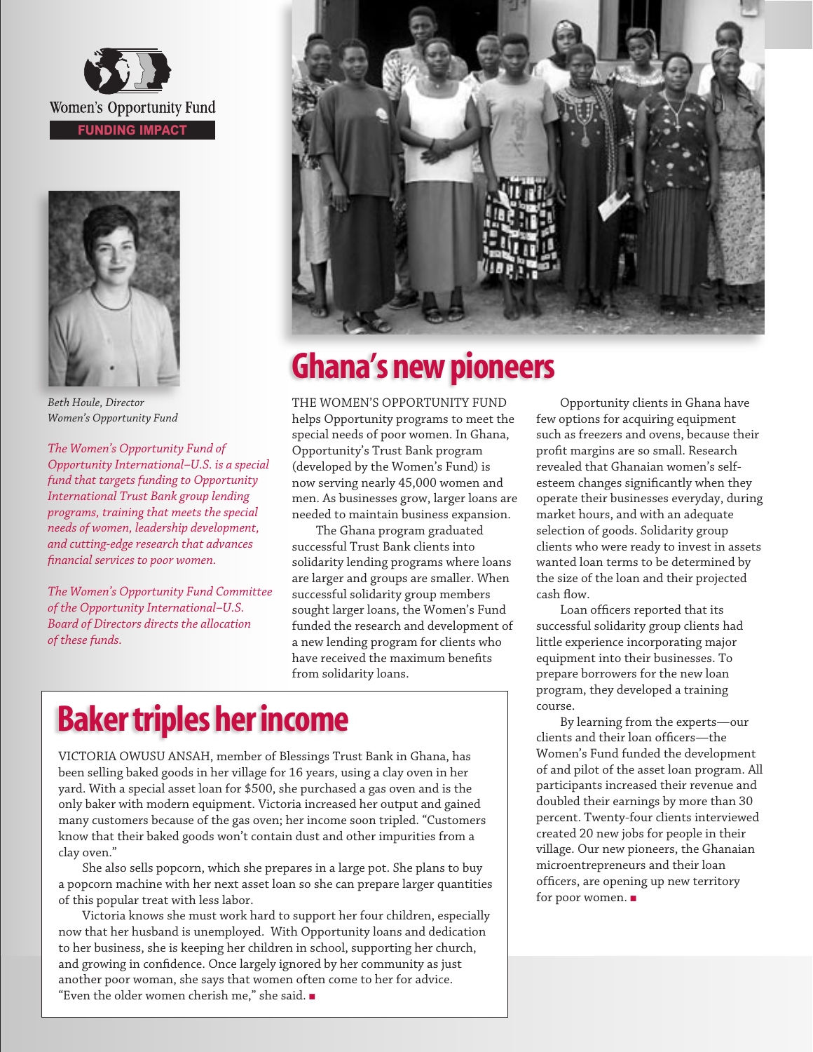Women's Opportunity Fund

**FUNDING IMPACT**

*Beth Houle, Director*
*Women's Opportunity Fund*

*The Women's Opportunity Fund of Opportunity International–U.S. is a special fund that targets funding to Opportunity International Trust Bank group lending programs, training that meets the special needs of women, leadership development, and cutting-edge research that advances financial services to poor women.*

*The Women's Opportunity Fund Committee of the Opportunity International–U.S. Board of Directors directs the allocation of these funds.*

# Ghana's new pioneers

THE WOMEN'S OPPORTUNITY FUND helps Opportunity programs to meet the special needs of poor women. In Ghana, Opportunity's Trust Bank program (developed by the Women's Fund) is now serving nearly 45,000 women and men. As businesses grow, larger loans are needed to maintain business expansion.

The Ghana program graduated successful Trust Bank clients into solidarity lending programs where loans are larger and groups are smaller. When successful solidarity group members sought larger loans, the Women's Fund funded the research and development of a new lending program for clients who have received the maximum benefits from solidarity loans.

Opportunity clients in Ghana have few options for acquiring equipment such as freezers and ovens, because their profit margins are so small. Research revealed that Ghanaian women's self-esteem changes significantly when they operate their businesses everyday, during market hours, and with an adequate selection of goods. Solidarity group clients who were ready to invest in assets wanted loan terms to be determined by the size of the loan and their projected cash flow.

Loan officers reported that its successful solidarity group clients had little experience incorporating major equipment into their businesses. To prepare borrowers for the new loan program, they developed a training course.

By learning from the experts—our clients and their loan officers—the Women's Fund funded the development of and pilot of the asset loan program. All participants increased their revenue and doubled their earnings by more than 30 percent. Twenty-four clients interviewed created 20 new jobs for people in their village. Our new pioneers, the Ghanaian microentrepreneurs and their loan officers, are opening up new territory for poor women. ■

## Baker triples her income

VICTORIA OWUSU ANSAH, member of Blessings Trust Bank in Ghana, has been selling baked goods in her village for 16 years, using a clay oven in her yard. With a special asset loan for $500, she purchased a gas oven and is the only baker with modern equipment. Victoria increased her output and gained many customers because of the gas oven; her income soon tripled. "Customers know that their baked goods won't contain dust and other impurities from a clay oven."

She also sells popcorn, which she prepares in a large pot. She plans to buy a popcorn machine with her next asset loan so she can prepare larger quantities of this popular treat with less labor.

Victoria knows she must work hard to support her four children, especially now that her husband is unemployed. With Opportunity loans and dedication to her business, she is keeping her children in school, supporting her church, and growing in confidence. Once largely ignored by her community as just another poor woman, she says that women often come to her for advice. "Even the older women cherish me," she said. ■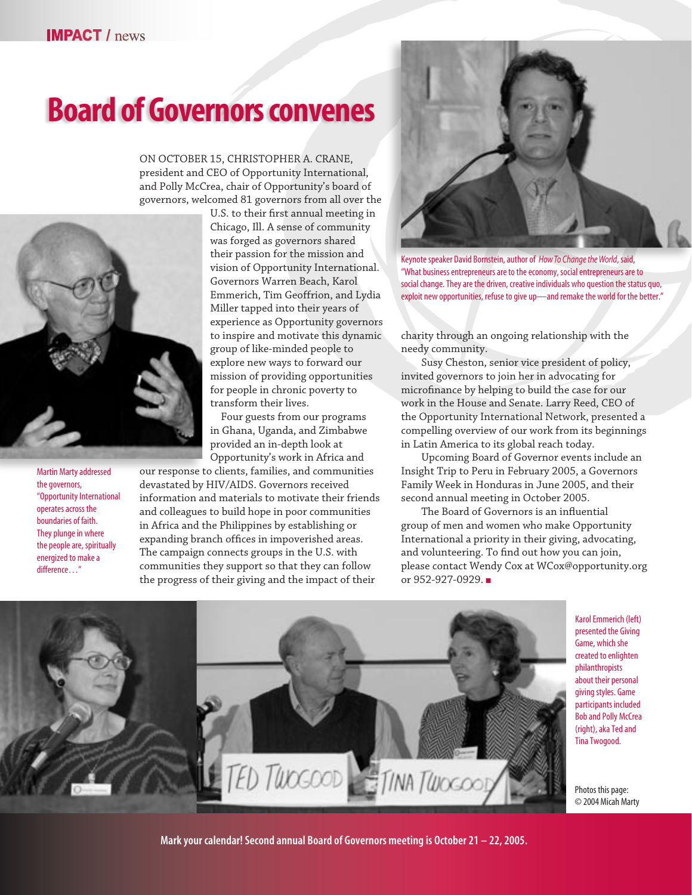# Board of Governors convenes

ON OCTOBER 15, CHRISTOPHER A. CRANE, president and CEO of Opportunity International, and Polly McCrea, chair of Opportunity's board of governors, welcomed 81 governors from all over the U.S. to their first annual meeting in Chicago, Ill. A sense of community was forged as governors shared their passion for the mission and vision of Opportunity International. Governors Warren Beach, Karol Emmerich, Tim Geoffrion, and Lydia Miller tapped into their years of experience as Opportunity governors to inspire and motivate this dynamic group of like-minded people to explore new ways to forward our mission of providing opportunities for people in chronic poverty to transform their lives.

Four guests from our programs in Ghana, Uganda, and Zimbabwe provided an in-depth look at Opportunity's work in Africa and our response to clients, families, and communities devastated by HIV/AIDS. Governors received information and materials to motivate their friends and colleagues to build hope in poor communities in Africa and the Philippines by establishing or expanding branch offices in impoverished areas. The campaign connects groups in the U.S. with communities they support so that they can follow the progress of their giving and the impact of their charity through an ongoing relationship with the needy community.

Susy Cheston, senior vice president of policy, invited governors to join her in advocating for microfinance by helping to build the case for our work in the House and Senate. Larry Reed, CEO of the Opportunity International Network, presented a compelling overview of our work from its beginnings in Latin America to its global reach today.

Upcoming Board of Governor events include an Insight Trip to Peru in February 2005, a Governors Family Week in Honduras in June 2005, and their second annual meeting in October 2005.

The Board of Governors is an influential group of men and women who make Opportunity International a priority in their giving, advocating, and volunteering. To find out how you can join, please contact Wendy Cox at WCox@opportunity.org or 952-927-0929. ■

Martin Marty addressed the governors, "Opportunity International operates across the boundaries of faith. They plunge in where the people are, spiritually energized to make a difference…"

Keynote speaker David Bornstein, author of *How To Change the World*, said, "What business entrepreneurs are to the economy, social entrepreneurs are to social change. They are the driven, creative individuals who question the status quo, exploit new opportunities, refuse to give up—and remake the world for the better."

Karol Emmerich (left) presented the Giving Game, which she created to enlighten philanthropists about their personal giving styles. Game participants included Bob and Polly McCrea (right), aka Ted and Tina Twogood.

Photos this page: © 2004 Micah Marty

**Mark your calendar! Second annual Board of Governors meeting is October 21 – 22, 2005.**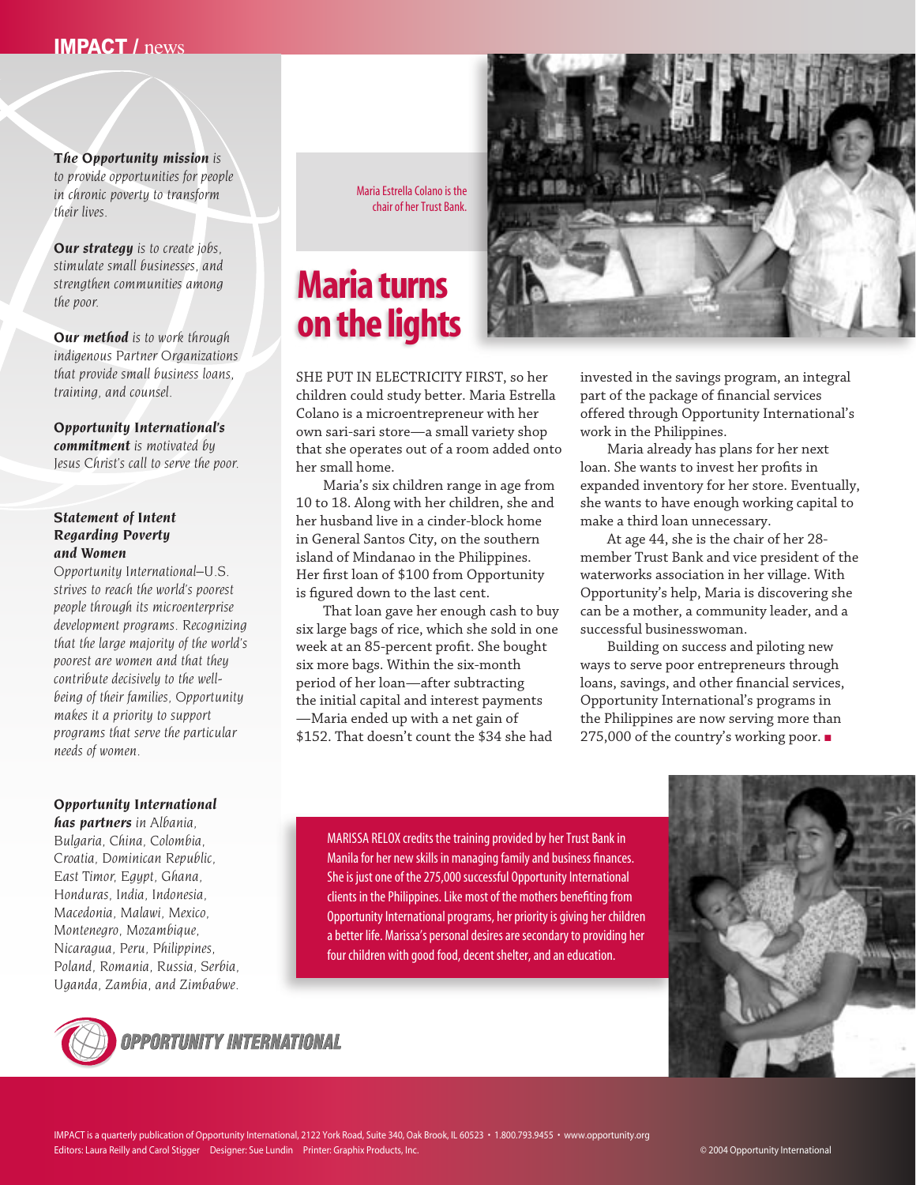**The Opportunity mission** *is to provide opportunities for people in chronic poverty to transform their lives.*

**Our strategy** *is to create jobs, stimulate small businesses, and strengthen communities among the poor.*

**Our method** *is to work through indigenous Partner Organizations that provide small business loans, training, and counsel.*

**Opportunity International's commitment** *is motivated by Jesus Christ's call to serve the poor.*

**Statement of Intent Regarding Poverty and Women**

*Opportunity International–U.S. strives to reach the world's poorest people through its microenterprise development programs. Recognizing that the large majority of the world's poorest are women and that they contribute decisively to the well-being of their families, Opportunity makes it a priority to support programs that serve the particular needs of women.*

**Opportunity International has partners** *in Albania, Bulgaria, China, Colombia, Croatia, Dominican Republic, East Timor, Egypt, Ghana, Honduras, India, Indonesia, Macedonia, Malawi, Mexico, Montenegro, Mozambique, Nicaragua, Peru, Philippines, Poland, Romania, Russia, Serbia, Uganda, Zambia, and Zimbabwe.*

Maria Estrella Colano is the chair of her Trust Bank.

# Maria turns on the lights

SHE PUT IN ELECTRICITY FIRST, so her children could study better. Maria Estrella Colano is a microentrepreneur with her own sari-sari store—a small variety shop that she operates out of a room added onto her small home.

Maria's six children range in age from 10 to 18. Along with her children, she and her husband live in a cinder-block home in General Santos City, on the southern island of Mindanao in the Philippines. Her first loan of $100 from Opportunity is figured down to the last cent.

That loan gave her enough cash to buy six large bags of rice, which she sold in one week at an 85-percent profit. She bought six more bags. Within the six-month period of her loan—after subtracting the initial capital and interest payments—Maria ended up with a net gain of $152. That doesn't count the $34 she had invested in the savings program, an integral part of the package of financial services offered through Opportunity International's work in the Philippines.

Maria already has plans for her next loan. She wants to invest her profits in expanded inventory for her store. Eventually, she wants to have enough working capital to make a third loan unnecessary.

At age 44, she is the chair of her 28-member Trust Bank and vice president of the waterworks association in her village. With Opportunity's help, Maria is discovering she can be a mother, a community leader, and a successful businesswoman.

Building on success and piloting new ways to serve poor entrepreneurs through loans, savings, and other financial services, Opportunity International's programs in the Philippines are now serving more than 275,000 of the country's working poor. ■

MARISSA RELOX credits the training provided by her Trust Bank in Manila for her new skills in managing family and business finances. She is just one of the 275,000 successful Opportunity International clients in the Philippines. Like most of the mothers benefiting from Opportunity International programs, her priority is giving her children a better life. Marissa's personal desires are secondary to providing her four children with good food, decent shelter, and an education.

OPPORTUNITY INTERNATIONAL

IMPACT is a quarterly publication of Opportunity International, 2122 York Road, Suite 340, Oak Brook, IL 60523 • 1.800.793.9455 • www.opportunity.org
Editors: Laura Reilly and Carol Stigger   Designer: Sue Lundin   Printer: Graphix Products, Inc.

© 2004 Opportunity International